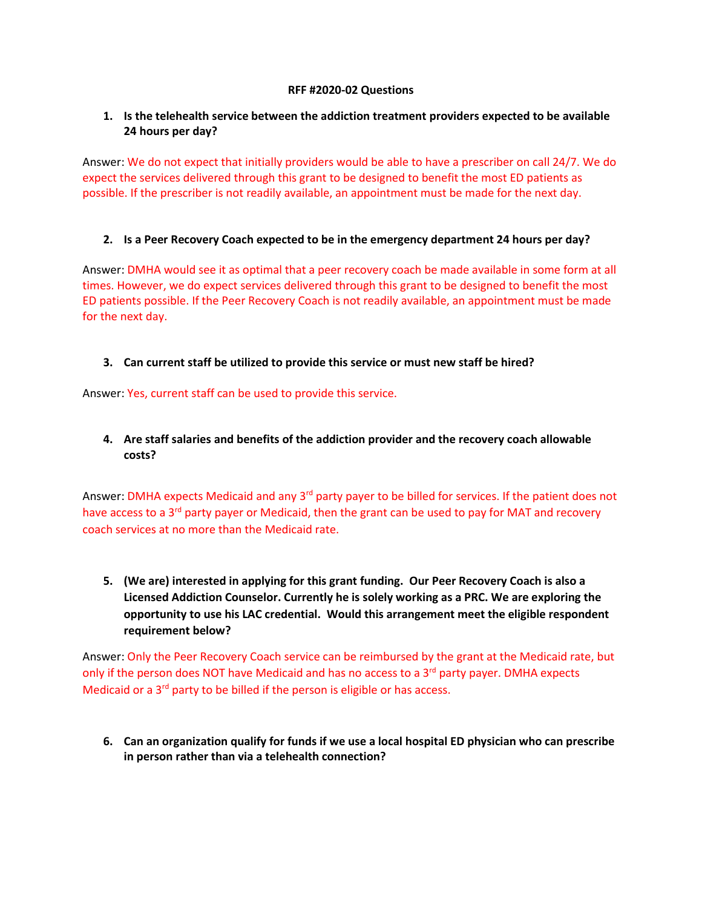**RFF #2020-02 Questions**

1. **Is the telehealth service between the addiction treatment providers expected to be available 24 hours per day?**

Answer: We do not expect that initially providers would be able to have a prescriber on call 24/7. We do expect the services delivered through this grant to be designed to benefit the most ED patients as possible. If the prescriber is not readily available, an appointment must be made for the next day.

2. **Is a Peer Recovery Coach expected to be in the emergency department 24 hours per day?**

Answer: DMHA would see it as optimal that a peer recovery coach be made available in some form at all times. However, we do expect services delivered through this grant to be designed to benefit the most ED patients possible. If the Peer Recovery Coach is not readily available, an appointment must be made for the next day.

3. **Can current staff be utilized to provide this service or must new staff be hired?**

Answer: Yes, current staff can be used to provide this service.

4. **Are staff salaries and benefits of the addiction provider and the recovery coach allowable costs?**

Answer: DMHA expects Medicaid and any 3rd party payer to be billed for services. If the patient does not have access to a 3rd party payer or Medicaid, then the grant can be used to pay for MAT and recovery coach services at no more than the Medicaid rate.

5. **(We are) interested in applying for this grant funding. Our Peer Recovery Coach is also a Licensed Addiction Counselor. Currently he is solely working as a PRC. We are exploring the opportunity to use his LAC credential. Would this arrangement meet the eligible respondent requirement below?**

Answer: Only the Peer Recovery Coach service can be reimbursed by the grant at the Medicaid rate, but only if the person does NOT have Medicaid and has no access to a 3rd party payer. DMHA expects Medicaid or a 3rd party to be billed if the person is eligible or has access.

6. **Can an organization qualify for funds if we use a local hospital ED physician who can prescribe in person rather than via a telehealth connection?**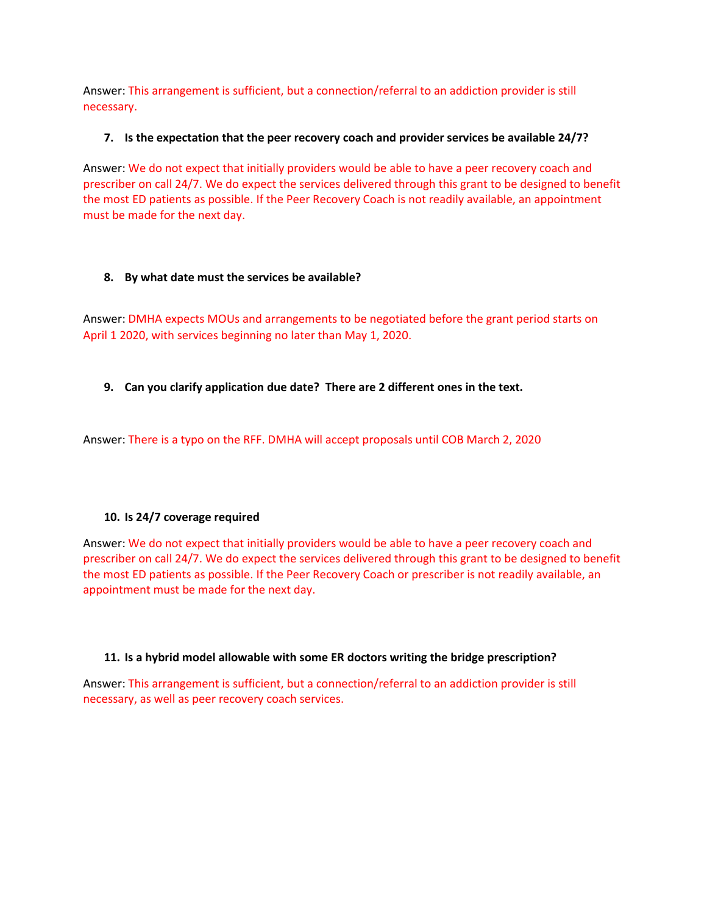Answer: This arrangement is sufficient, but a connection/referral to an addiction provider is still necessary.

7. **Is the expectation that the peer recovery coach and provider services be available 24/7?**

Answer: We do not expect that initially providers would be able to have a peer recovery coach and prescriber on call 24/7. We do expect the services delivered through this grant to be designed to benefit the most ED patients as possible. If the Peer Recovery Coach is not readily available, an appointment must be made for the next day.

8. **By what date must the services be available?**

Answer: DMHA expects MOUs and arrangements to be negotiated before the grant period starts on April 1 2020, with services beginning no later than May 1, 2020.

9. **Can you clarify application due date? There are 2 different ones in the text.**

Answer: There is a typo on the RFF. DMHA will accept proposals until COB March 2, 2020

10. **Is 24/7 coverage required**

Answer: We do not expect that initially providers would be able to have a peer recovery coach and prescriber on call 24/7. We do expect the services delivered through this grant to be designed to benefit the most ED patients as possible. If the Peer Recovery Coach or prescriber is not readily available, an appointment must be made for the next day.

11. **Is a hybrid model allowable with some ER doctors writing the bridge prescription?**

Answer: This arrangement is sufficient, but a connection/referral to an addiction provider is still necessary, as well as peer recovery coach services.